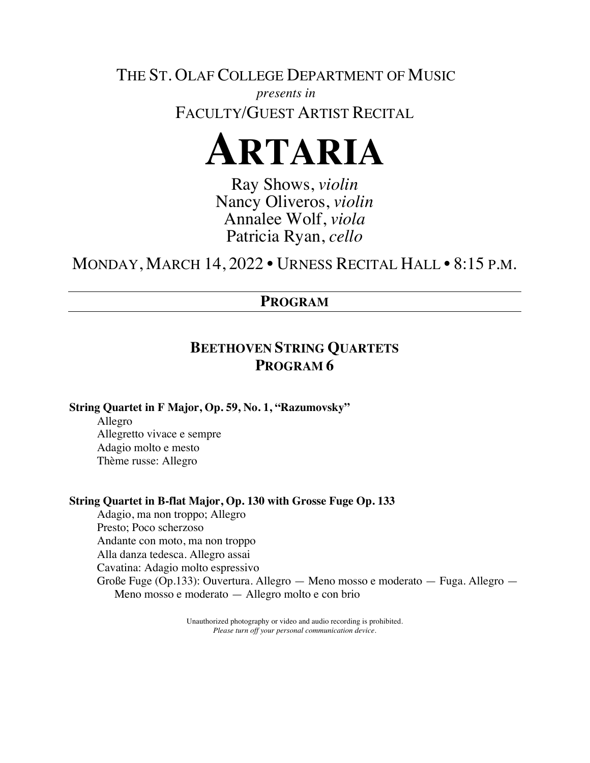THE ST. OLAF COLLEGE DEPARTMENT OF MUSIC

*presents in*

FACULTY/GUEST ARTIST RECITAL

# ARTARIA

Ray Shows, *violin*
Nancy Oliveros, *violin*
Annalee Wolf, *viola*
Patricia Ryan, *cello*

MONDAY, MARCH 14, 2022 • URNESS RECITAL HALL • 8:15 P.M.

## PROGRAM

### BEETHOVEN STRING QUARTETS
### PROGRAM 6

**String Quartet in F Major, Op. 59, No. 1, "Razumovsky"**

Allegro
Allegretto vivace e sempre
Adagio molto e mesto
Thème russe: Allegro

**String Quartet in B-flat Major, Op. 130 with Grosse Fuge Op. 133**

Adagio, ma non troppo; Allegro
Presto; Poco scherzoso
Andante con moto, ma non troppo
Alla danza tedesca. Allegro assai
Cavatina: Adagio molto espressivo
Große Fuge (Op.133): Ouvertura. Allegro — Meno mosso e moderato — Fuga. Allegro — Meno mosso e moderato — Allegro molto e con brio

Unauthorized photography or video and audio recording is prohibited.
*Please turn off your personal communication device.*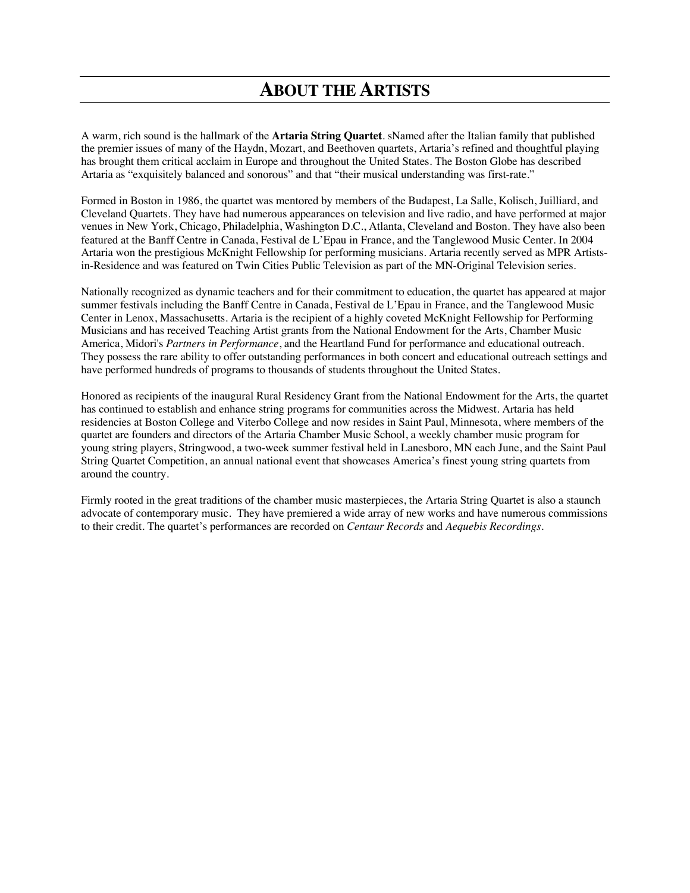# About the Artists

A warm, rich sound is the hallmark of the **Artaria String Quartet**. sNamed after the Italian family that published the premier issues of many of the Haydn, Mozart, and Beethoven quartets, Artaria's refined and thoughtful playing has brought them critical acclaim in Europe and throughout the United States. The Boston Globe has described Artaria as "exquisitely balanced and sonorous" and that "their musical understanding was first-rate."

Formed in Boston in 1986, the quartet was mentored by members of the Budapest, La Salle, Kolisch, Juilliard, and Cleveland Quartets. They have had numerous appearances on television and live radio, and have performed at major venues in New York, Chicago, Philadelphia, Washington D.C., Atlanta, Cleveland and Boston. They have also been featured at the Banff Centre in Canada, Festival de L'Epau in France, and the Tanglewood Music Center. In 2004 Artaria won the prestigious McKnight Fellowship for performing musicians. Artaria recently served as MPR Artists-in-Residence and was featured on Twin Cities Public Television as part of the MN-Original Television series.

Nationally recognized as dynamic teachers and for their commitment to education, the quartet has appeared at major summer festivals including the Banff Centre in Canada, Festival de L'Epau in France, and the Tanglewood Music Center in Lenox, Massachusetts. Artaria is the recipient of a highly coveted McKnight Fellowship for Performing Musicians and has received Teaching Artist grants from the National Endowment for the Arts, Chamber Music America, Midori's *Partners in Performance*, and the Heartland Fund for performance and educational outreach. They possess the rare ability to offer outstanding performances in both concert and educational outreach settings and have performed hundreds of programs to thousands of students throughout the United States.

Honored as recipients of the inaugural Rural Residency Grant from the National Endowment for the Arts, the quartet has continued to establish and enhance string programs for communities across the Midwest. Artaria has held residencies at Boston College and Viterbo College and now resides in Saint Paul, Minnesota, where members of the quartet are founders and directors of the Artaria Chamber Music School, a weekly chamber music program for young string players, Stringwood, a two-week summer festival held in Lanesboro, MN each June, and the Saint Paul String Quartet Competition, an annual national event that showcases America's finest young string quartets from around the country.

Firmly rooted in the great traditions of the chamber music masterpieces, the Artaria String Quartet is also a staunch advocate of contemporary music. They have premiered a wide array of new works and have numerous commissions to their credit. The quartet's performances are recorded on *Centaur Records* and *Aequebis Recordings*.